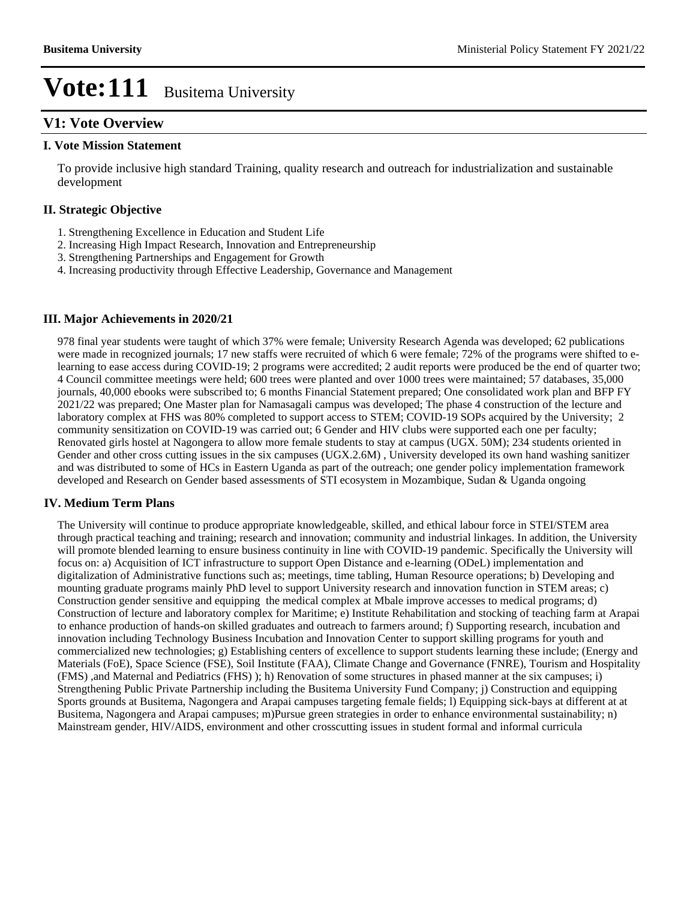# Vote:111 Busitema University

## V1: Vote Overview

### I. Vote Mission Statement

To provide inclusive high standard Training, quality research and outreach for industrialization and sustainable development

### II. Strategic Objective

1. Strengthening Excellence in Education and Student Life
2. Increasing High Impact Research, Innovation and Entrepreneurship
3. Strengthening Partnerships and Engagement for Growth
4. Increasing productivity through Effective Leadership, Governance and Management

### III. Major Achievements in 2020/21

978 final year students were taught of which 37% were female; University Research Agenda was developed; 62 publications were made in recognized journals; 17 new staffs were recruited of which 6 were female; 72% of the programs were shifted to e-learning to ease access during COVID-19; 2 programs were accredited; 2 audit reports were produced be the end of quarter two; 4 Council committee meetings were held; 600 trees were planted and over 1000 trees were maintained; 57 databases, 35,000 journals, 40,000 ebooks were subscribed to; 6 months Financial Statement prepared; One consolidated work plan and BFP FY 2021/22 was prepared; One Master plan for Namasagali campus was developed; The phase 4 construction of the lecture and laboratory complex at FHS was 80% completed to support access to STEM; COVID-19 SOPs acquired by the University; 2 community sensitization on COVID-19 was carried out; 6 Gender and HIV clubs were supported each one per faculty; Renovated girls hostel at Nagongera to allow more female students to stay at campus (UGX. 50M); 234 students oriented in Gender and other cross cutting issues in the six campuses (UGX.2.6M) , University developed its own hand washing sanitizer and was distributed to some of HCs in Eastern Uganda as part of the outreach; one gender policy implementation framework developed and Research on Gender based assessments of STI ecosystem in Mozambique, Sudan & Uganda ongoing

### IV. Medium Term Plans

The University will continue to produce appropriate knowledgeable, skilled, and ethical labour force in STEI/STEM area through practical teaching and training; research and innovation; community and industrial linkages. In addition, the University will promote blended learning to ensure business continuity in line with COVID-19 pandemic. Specifically the University will focus on: a) Acquisition of ICT infrastructure to support Open Distance and e-learning (ODeL) implementation and digitalization of Administrative functions such as; meetings, time tabling, Human Resource operations; b) Developing and mounting graduate programs mainly PhD level to support University research and innovation function in STEM areas; c) Construction gender sensitive and equipping the medical complex at Mbale improve accesses to medical programs; d) Construction of lecture and laboratory complex for Maritime; e) Institute Rehabilitation and stocking of teaching farm at Arapai to enhance production of hands-on skilled graduates and outreach to farmers around; f) Supporting research, incubation and innovation including Technology Business Incubation and Innovation Center to support skilling programs for youth and commercialized new technologies; g) Establishing centers of excellence to support students learning these include; (Energy and Materials (FoE), Space Science (FSE), Soil Institute (FAA), Climate Change and Governance (FNRE), Tourism and Hospitality (FMS) ,and Maternal and Pediatrics (FHS) ); h) Renovation of some structures in phased manner at the six campuses; i) Strengthening Public Private Partnership including the Busitema University Fund Company; j) Construction and equipping Sports grounds at Busitema, Nagongera and Arapai campuses targeting female fields; l) Equipping sick-bays at different at at Busitema, Nagongera and Arapai campuses; m)Pursue green strategies in order to enhance environmental sustainability; n) Mainstream gender, HIV/AIDS, environment and other crosscutting issues in student formal and informal curricula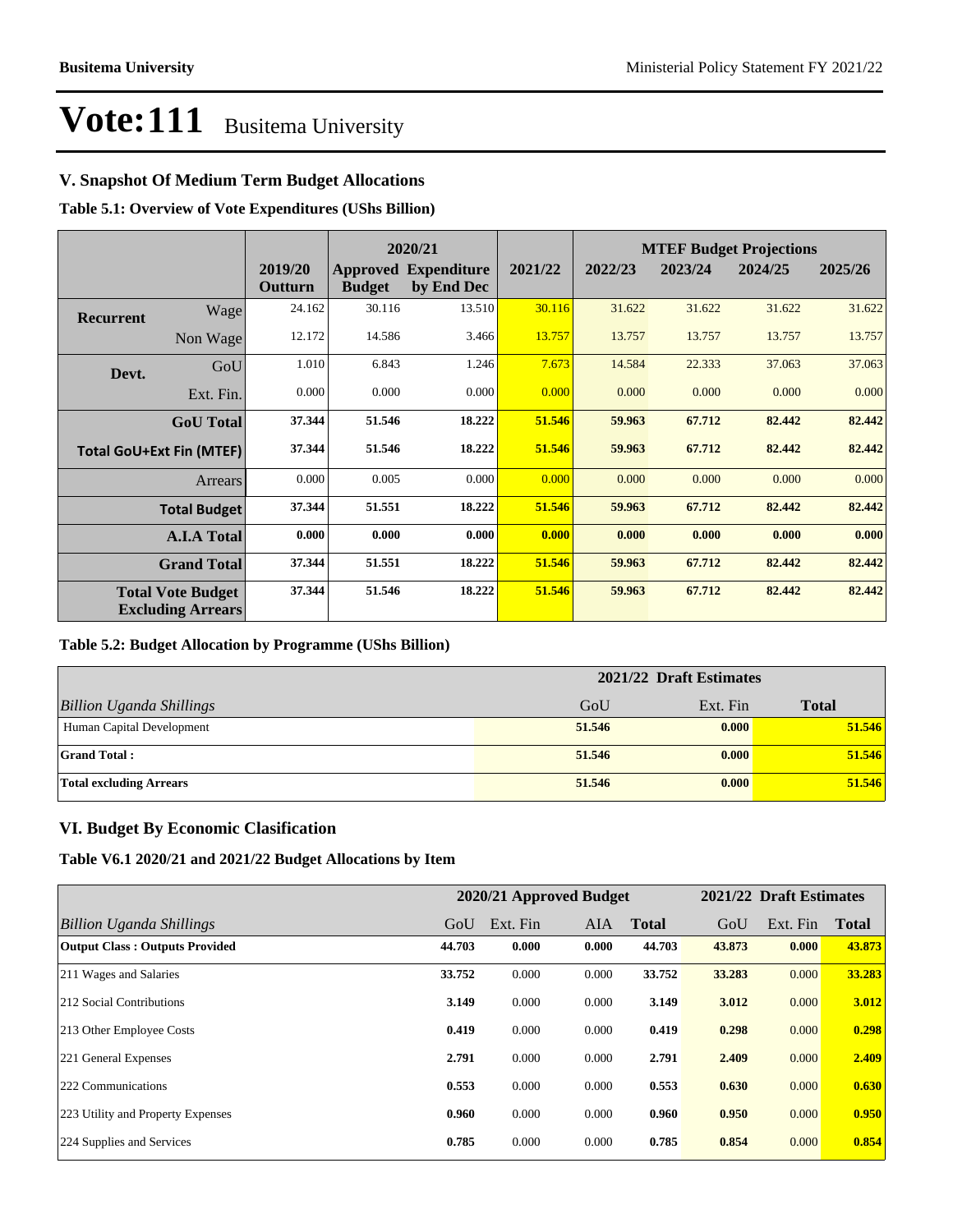# Vote:111 Busitema University

## V. Snapshot Of Medium Term Budget Allocations

**Table 5.1: Overview of Vote Expenditures (UShs Billion)**

| | | | 2020/21 | | | MTEF Budget Projections | | | |
|---|---|---|---|---|---|---|---|---|---|
| | | 2019/20 Outturn | Approved Budget | Expenditure by End Dec | 2021/22 | 2022/23 | 2023/24 | 2024/25 | 2025/26 |
| Recurrent | Wage | 24.162 | 30.116 | 13.510 | 30.116 | 31.622 | 31.622 | 31.622 | 31.622 |
| | Non Wage | 12.172 | 14.586 | 3.466 | 13.757 | 13.757 | 13.757 | 13.757 | 13.757 |
| Devt. | GoU | 1.010 | 6.843 | 1.246 | 7.673 | 14.584 | 22.333 | 37.063 | 37.063 |
| | Ext. Fin. | 0.000 | 0.000 | 0.000 | 0.000 | 0.000 | 0.000 | 0.000 | 0.000 |
| | **GoU Total** | **37.344** | **51.546** | **18.222** | **51.546** | **59.963** | **67.712** | **82.442** | **82.442** |
| **Total GoU+Ext Fin (MTEF)** | | **37.344** | **51.546** | **18.222** | **51.546** | **59.963** | **67.712** | **82.442** | **82.442** |
| | Arrears | 0.000 | 0.005 | 0.000 | 0.000 | 0.000 | 0.000 | 0.000 | 0.000 |
| | **Total Budget** | **37.344** | **51.551** | **18.222** | **51.546** | **59.963** | **67.712** | **82.442** | **82.442** |
| | **A.I.A Total** | **0.000** | **0.000** | **0.000** | **0.000** | **0.000** | **0.000** | **0.000** | **0.000** |
| | **Grand Total** | **37.344** | **51.551** | **18.222** | **51.546** | **59.963** | **67.712** | **82.442** | **82.442** |
| **Total Vote Budget Excluding Arrears** | | **37.344** | **51.546** | **18.222** | **51.546** | **59.963** | **67.712** | **82.442** | **82.442** |

**Table 5.2: Budget Allocation by Programme (UShs Billion)**

| | 2021/22 Draft Estimates | | |
|---|---|---|---|
| *Billion Uganda Shillings* | GoU | Ext. Fin | **Total** |
| Human Capital Development | **51.546** | **0.000** | **51.546** |
| **Grand Total :** | **51.546** | **0.000** | **51.546** |
| **Total excluding Arrears** | **51.546** | **0.000** | **51.546** |

## VI. Budget By Economic Clasification

**Table V6.1 2020/21 and 2021/22 Budget Allocations by Item**

| | 2020/21 Approved Budget | | | | 2021/22 Draft Estimates | | |
|---|---|---|---|---|---|---|---|
| *Billion Uganda Shillings* | GoU | Ext. Fin | AIA | **Total** | GoU | Ext. Fin | **Total** |
| **Output Class : Outputs Provided** | **44.703** | **0.000** | **0.000** | **44.703** | **43.873** | **0.000** | **43.873** |
| 211 Wages and Salaries | **33.752** | 0.000 | 0.000 | **33.752** | **33.283** | 0.000 | **33.283** |
| 212 Social Contributions | **3.149** | 0.000 | 0.000 | **3.149** | **3.012** | 0.000 | **3.012** |
| 213 Other Employee Costs | **0.419** | 0.000 | 0.000 | **0.419** | **0.298** | 0.000 | **0.298** |
| 221 General Expenses | **2.791** | 0.000 | 0.000 | **2.791** | **2.409** | 0.000 | **2.409** |
| 222 Communications | **0.553** | 0.000 | 0.000 | **0.553** | **0.630** | 0.000 | **0.630** |
| 223 Utility and Property Expenses | **0.960** | 0.000 | 0.000 | **0.960** | **0.950** | 0.000 | **0.950** |
| 224 Supplies and Services | **0.785** | 0.000 | 0.000 | **0.785** | **0.854** | 0.000 | **0.854** |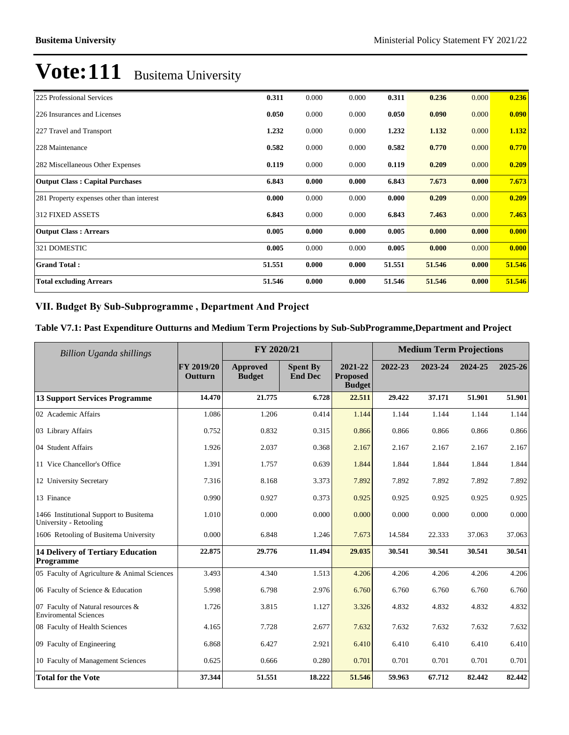# Vote:111 Busitema University

| | | | | | | | |
|---|---|---|---|---|---|---|---|
| 225 Professional Services | **0.311** | 0.000 | 0.000 | **0.311** | **0.236** | 0.000 | **0.236** |
| 226 Insurances and Licenses | **0.050** | 0.000 | 0.000 | **0.050** | **0.090** | 0.000 | **0.090** |
| 227 Travel and Transport | **1.232** | 0.000 | 0.000 | **1.232** | **1.132** | 0.000 | **1.132** |
| 228 Maintenance | **0.582** | 0.000 | 0.000 | **0.582** | **0.770** | 0.000 | **0.770** |
| 282 Miscellaneous Other Expenses | **0.119** | 0.000 | 0.000 | **0.119** | **0.209** | 0.000 | **0.209** |
| **Output Class : Capital Purchases** | **6.843** | **0.000** | **0.000** | **6.843** | **7.673** | **0.000** | **7.673** |
| 281 Property expenses other than interest | **0.000** | 0.000 | 0.000 | **0.000** | **0.209** | 0.000 | **0.209** |
| 312 FIXED ASSETS | **6.843** | 0.000 | 0.000 | **6.843** | **7.463** | 0.000 | **7.463** |
| **Output Class : Arrears** | **0.005** | **0.000** | **0.000** | **0.005** | **0.000** | **0.000** | **0.000** |
| 321 DOMESTIC | **0.005** | 0.000 | 0.000 | **0.005** | **0.000** | 0.000 | **0.000** |
| **Grand Total :** | **51.551** | **0.000** | **0.000** | **51.551** | **51.546** | **0.000** | **51.546** |
| **Total excluding Arrears** | **51.546** | **0.000** | **0.000** | **51.546** | **51.546** | **0.000** | **51.546** |

## VII. Budget By Sub-Subprogramme , Department And Project

### Table V7.1: Past Expenditure Outturns and Medium Term Projections by Sub-SubProgramme,Department and Project

| *Billion Uganda shillings* | | FY 2020/21 | | | Medium Term Projections | | | |
|---|---|---|---|---|---|---|---|---|
| | **FY 2019/20 Outturn** | **Approved Budget** | **Spent By End Dec** | **2021-22 Proposed Budget** | **2022-23** | **2023-24** | **2024-25** | **2025-26** |
| **13 Support Services Programme** | **14.470** | **21.775** | **6.728** | **22.511** | **29.422** | **37.171** | **51.901** | **51.901** |
| 02 Academic Affairs | 1.086 | 1.206 | 0.414 | 1.144 | 1.144 | 1.144 | 1.144 | 1.144 |
| 03 Library Affairs | 0.752 | 0.832 | 0.315 | 0.866 | 0.866 | 0.866 | 0.866 | 0.866 |
| 04 Student Affairs | 1.926 | 2.037 | 0.368 | 2.167 | 2.167 | 2.167 | 2.167 | 2.167 |
| 11 Vice Chancellor's Office | 1.391 | 1.757 | 0.639 | 1.844 | 1.844 | 1.844 | 1.844 | 1.844 |
| 12 University Secretary | 7.316 | 8.168 | 3.373 | 7.892 | 7.892 | 7.892 | 7.892 | 7.892 |
| 13 Finance | 0.990 | 0.927 | 0.373 | 0.925 | 0.925 | 0.925 | 0.925 | 0.925 |
| 1466 Institutional Support to Busitema University - Retooling | 1.010 | 0.000 | 0.000 | 0.000 | 0.000 | 0.000 | 0.000 | 0.000 |
| 1606 Retooling of Busitema University | 0.000 | 6.848 | 1.246 | 7.673 | 14.584 | 22.333 | 37.063 | 37.063 |
| **14 Delivery of Tertiary Education Programme** | **22.875** | **29.776** | **11.494** | **29.035** | **30.541** | **30.541** | **30.541** | **30.541** |
| 05 Faculty of Agriculture & Animal Sciences | 3.493 | 4.340 | 1.513 | 4.206 | 4.206 | 4.206 | 4.206 | 4.206 |
| 06 Faculty of Science & Education | 5.998 | 6.798 | 2.976 | 6.760 | 6.760 | 6.760 | 6.760 | 6.760 |
| 07 Faculty of Natural resources & Enviromental Sciences | 1.726 | 3.815 | 1.127 | 3.326 | 4.832 | 4.832 | 4.832 | 4.832 |
| 08 Faculty of Health Sciences | 4.165 | 7.728 | 2.677 | 7.632 | 7.632 | 7.632 | 7.632 | 7.632 |
| 09 Faculty of Engineering | 6.868 | 6.427 | 2.921 | 6.410 | 6.410 | 6.410 | 6.410 | 6.410 |
| 10 Faculty of Management Sciences | 0.625 | 0.666 | 0.280 | 0.701 | 0.701 | 0.701 | 0.701 | 0.701 |
| **Total for the Vote** | **37.344** | **51.551** | **18.222** | **51.546** | **59.963** | **67.712** | **82.442** | **82.442** |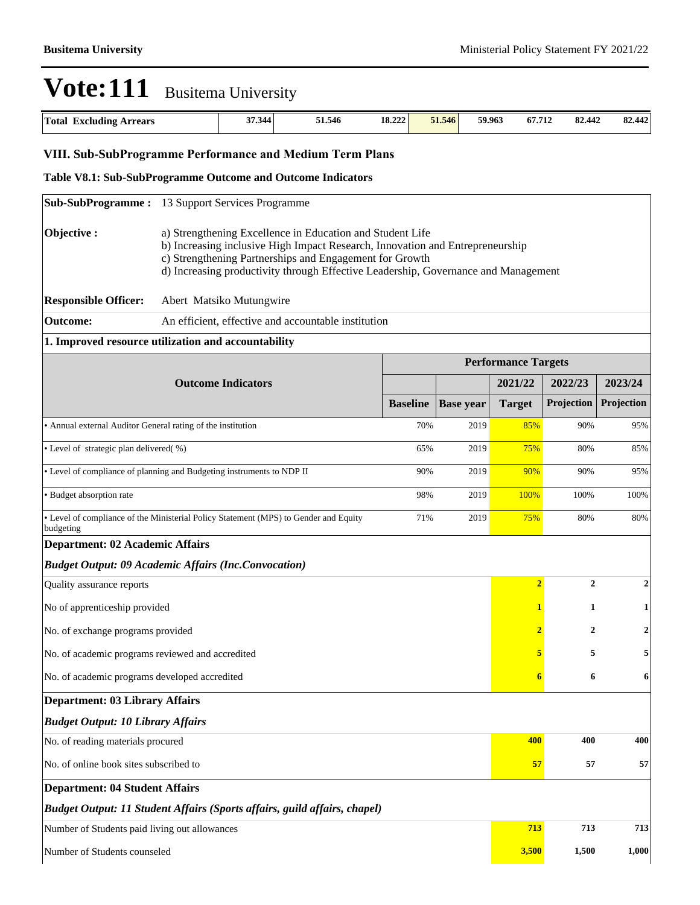# Vote:111 Busitema University

| Total Excluding Arrears | 37.344 | 51.546 | 18.222 | 51.546 | 59.963 | 67.712 | 82.442 | 82.442 |
|---|---|---|---|---|---|---|---|---|

## VIII. Sub-SubProgramme Performance and Medium Term Plans

### Table V8.1: Sub-SubProgramme Outcome and Outcome Indicators

**Sub-SubProgramme :** 13 Support Services Programme

**Objective :**
a) Strengthening Excellence in Education and Student Life
b) Increasing inclusive High Impact Research, Innovation and Entrepreneurship
c) Strengthening Partnerships and Engagement for Growth
d) Increasing productivity through Effective Leadership, Governance and Management

**Responsible Officer:** Abert Matsiko Mutungwire

**Outcome:** An efficient, effective and accountable institution

**1. Improved resource utilization and accountability**

| Outcome Indicators | Performance Targets | | | | |
|---|---|---|---|---|---|
| | | | 2021/22 | 2022/23 | 2023/24 |
| | Baseline | Base year | Target | Projection | Projection |
| • Annual external Auditor General rating of the institution | 70% | 2019 | 85% | 90% | 95% |
| • Level of strategic plan delivered( %) | 65% | 2019 | 75% | 80% | 85% |
| • Level of compliance of planning and Budgeting instruments to NDP II | 90% | 2019 | 90% | 90% | 95% |
| • Budget absorption rate | 98% | 2019 | 100% | 100% | 100% |
| • Level of compliance of the Ministerial Policy Statement (MPS) to Gender and Equity budgeting | 71% | 2019 | 75% | 80% | 80% |

**Department: 02 Academic Affairs**

***Budget Output: 09 Academic Affairs (Inc.Convocation)***

| | 2021/22 | 2022/23 | 2023/24 |
|---|---|---|---|
| Quality assurance reports | 2 | 2 | 2 |
| No of apprenticeship provided | 1 | 1 | 1 |
| No. of exchange programs provided | 2 | 2 | 2 |
| No. of academic programs reviewed and accredited | 5 | 5 | 5 |
| No. of academic programs developed accredited | 6 | 6 | 6 |

**Department: 03 Library Affairs**

***Budget Output: 10 Library Affairs***

| | 2021/22 | 2022/23 | 2023/24 |
|---|---|---|---|
| No. of reading materials procured | 400 | 400 | 400 |
| No. of online book sites subscribed to | 57 | 57 | 57 |

**Department: 04 Student Affairs**

***Budget Output: 11 Student Affairs (Sports affairs, guild affairs, chapel)***

| | 2021/22 | 2022/23 | 2023/24 |
|---|---|---|---|
| Number of Students paid living out allowances | 713 | 713 | 713 |
| Number of Students counseled | 3,500 | 1,500 | 1,000 |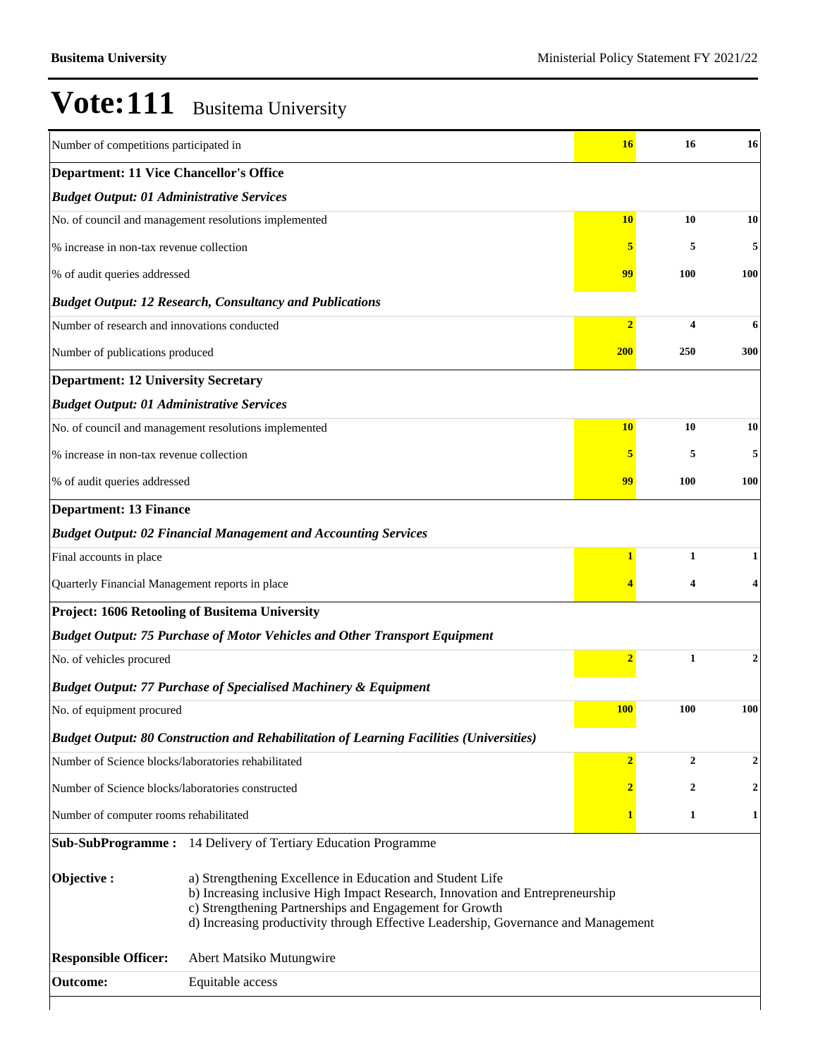# Vote:111 Busitema University

| | | | |
|---|---|---|---|
| Number of competitions participated in | 16 | 16 | 16 |
| **Department: 11 Vice Chancellor's Office** | | | |
| ***Budget Output: 01 Administrative Services*** | | | |
| No. of council and management resolutions implemented | 10 | 10 | 10 |
| % increase in non-tax revenue collection | 5 | 5 | 5 |
| % of audit queries addressed | 99 | 100 | 100 |
| ***Budget Output: 12 Research, Consultancy and Publications*** | | | |
| Number of research and innovations conducted | 2 | 4 | 6 |
| Number of publications produced | 200 | 250 | 300 |
| **Department: 12 University Secretary** | | | |
| ***Budget Output: 01 Administrative Services*** | | | |
| No. of council and management resolutions implemented | 10 | 10 | 10 |
| % increase in non-tax revenue collection | 5 | 5 | 5 |
| % of audit queries addressed | 99 | 100 | 100 |
| **Department: 13 Finance** | | | |
| ***Budget Output: 02 Financial Management and Accounting Services*** | | | |
| Final accounts in place | 1 | 1 | 1 |
| Quarterly Financial Management reports in place | 4 | 4 | 4 |
| **Project: 1606 Retooling of Busitema University** | | | |
| ***Budget Output: 75 Purchase of Motor Vehicles and Other Transport Equipment*** | | | |
| No. of vehicles procured | 2 | 1 | 2 |
| ***Budget Output: 77 Purchase of Specialised Machinery & Equipment*** | | | |
| No. of equipment procured | 100 | 100 | 100 |
| ***Budget Output: 80 Construction and Rehabilitation of Learning Facilities (Universities)*** | | | |
| Number of Science blocks/laboratories rehabilitated | 2 | 2 | 2 |
| Number of Science blocks/laboratories constructed | 2 | 2 | 2 |
| Number of computer rooms rehabilitated | 1 | 1 | 1 |

| | |
|---|---|
| **Sub-SubProgramme :** | 14 Delivery of Tertiary Education Programme |
| **Objective :** | a) Strengthening Excellence in Education and Student Life<br>b) Increasing inclusive High Impact Research, Innovation and Entrepreneurship<br>c) Strengthening Partnerships and Engagement for Growth<br>d) Increasing productivity through Effective Leadership, Governance and Management |
| **Responsible Officer:** | Abert Matsiko Mutungwire |
| **Outcome:** | Equitable access |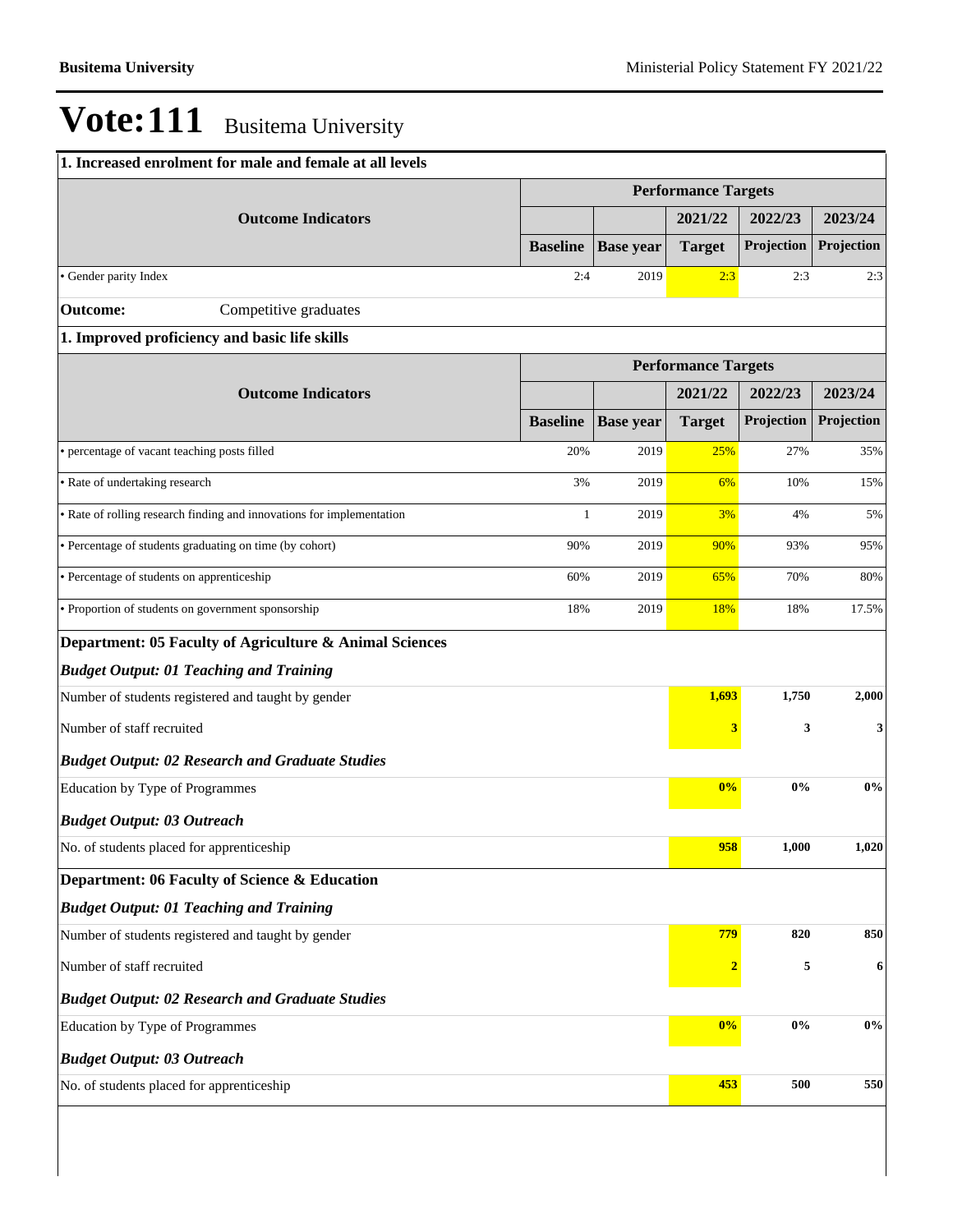# Vote:111 Busitema University

**1. Increased enrolment for male and female at all levels**

| Outcome Indicators | Performance Targets | | | | |
|---|---|---|---|---|---|
| | | | 2021/22 | 2022/23 | 2023/24 |
| | Baseline | Base year | Target | Projection | Projection |
| • Gender parity Index | 2:4 | 2019 | 2:3 | 2:3 | 2:3 |

**Outcome:** Competitive graduates

**1. Improved proficiency and basic life skills**

| Outcome Indicators | Performance Targets | | | | |
|---|---|---|---|---|---|
| | | | 2021/22 | 2022/23 | 2023/24 |
| | Baseline | Base year | Target | Projection | Projection |
| • percentage of vacant teaching posts filled | 20% | 2019 | 25% | 27% | 35% |
| • Rate of undertaking research | 3% | 2019 | 6% | 10% | 15% |
| • Rate of rolling research finding and innovations for implementation | 1 | 2019 | 3% | 4% | 5% |
| • Percentage of students graduating on time (by cohort) | 90% | 2019 | 90% | 93% | 95% |
| • Percentage of students on apprenticeship | 60% | 2019 | 65% | 70% | 80% |
| • Proportion of students on government sponsorship | 18% | 2019 | 18% | 18% | 17.5% |

**Department: 05 Faculty of Agriculture & Animal Sciences**

| | 2021/22 Target | 2022/23 Projection | 2023/24 Projection |
|---|---|---|---|
| ***Budget Output: 01 Teaching and Training*** | | | |
| Number of students registered and taught by gender | **1,693** | **1,750** | **2,000** |
| Number of staff recruited | **3** | **3** | **3** |
| ***Budget Output: 02 Research and Graduate Studies*** | | | |
| Education by Type of Programmes | **0%** | **0%** | **0%** |
| ***Budget Output: 03 Outreach*** | | | |
| No. of students placed for apprenticeship | **958** | **1,000** | **1,020** |

**Department: 06 Faculty of Science & Education**

| | 2021/22 Target | 2022/23 Projection | 2023/24 Projection |
|---|---|---|---|
| ***Budget Output: 01 Teaching and Training*** | | | |
| Number of students registered and taught by gender | **779** | **820** | **850** |
| Number of staff recruited | **2** | **5** | **6** |
| ***Budget Output: 02 Research and Graduate Studies*** | | | |
| Education by Type of Programmes | **0%** | **0%** | **0%** |
| ***Budget Output: 03 Outreach*** | | | |
| No. of students placed for apprenticeship | **453** | **500** | **550** |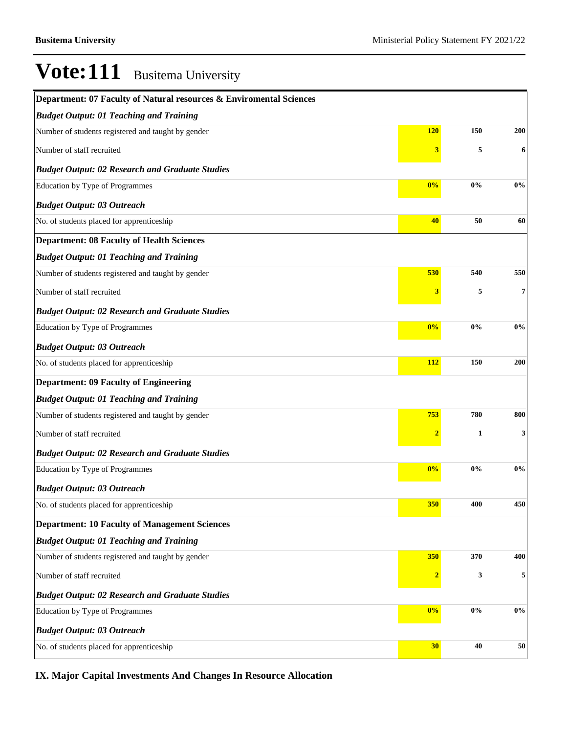# Vote:111 Busitema University

| | | | |
|---|---|---|---|
| **Department: 07 Faculty of Natural resources & Enviromental Sciences** | | | |
| ***Budget Output: 01 Teaching and Training*** | | | |
| Number of students registered and taught by gender | **120** | **150** | **200** |
| Number of staff recruited | **3** | **5** | **6** |
| ***Budget Output: 02 Research and Graduate Studies*** | | | |
| Education by Type of Programmes | **0%** | **0%** | **0%** |
| ***Budget Output: 03 Outreach*** | | | |
| No. of students placed for apprenticeship | **40** | **50** | **60** |
| **Department: 08 Faculty of Health Sciences** | | | |
| ***Budget Output: 01 Teaching and Training*** | | | |
| Number of students registered and taught by gender | **530** | **540** | **550** |
| Number of staff recruited | **3** | **5** | **7** |
| ***Budget Output: 02 Research and Graduate Studies*** | | | |
| Education by Type of Programmes | **0%** | **0%** | **0%** |
| ***Budget Output: 03 Outreach*** | | | |
| No. of students placed for apprenticeship | **112** | **150** | **200** |
| **Department: 09 Faculty of Engineering** | | | |
| ***Budget Output: 01 Teaching and Training*** | | | |
| Number of students registered and taught by gender | **753** | **780** | **800** |
| Number of staff recruited | **2** | **1** | **3** |
| ***Budget Output: 02 Research and Graduate Studies*** | | | |
| Education by Type of Programmes | **0%** | **0%** | **0%** |
| ***Budget Output: 03 Outreach*** | | | |
| No. of students placed for apprenticeship | **350** | **400** | **450** |
| **Department: 10 Faculty of Management Sciences** | | | |
| ***Budget Output: 01 Teaching and Training*** | | | |
| Number of students registered and taught by gender | **350** | **370** | **400** |
| Number of staff recruited | **2** | **3** | **5** |
| ***Budget Output: 02 Research and Graduate Studies*** | | | |
| Education by Type of Programmes | **0%** | **0%** | **0%** |
| ***Budget Output: 03 Outreach*** | | | |
| No. of students placed for apprenticeship | **30** | **40** | **50** |

## IX. Major Capital Investments And Changes In Resource Allocation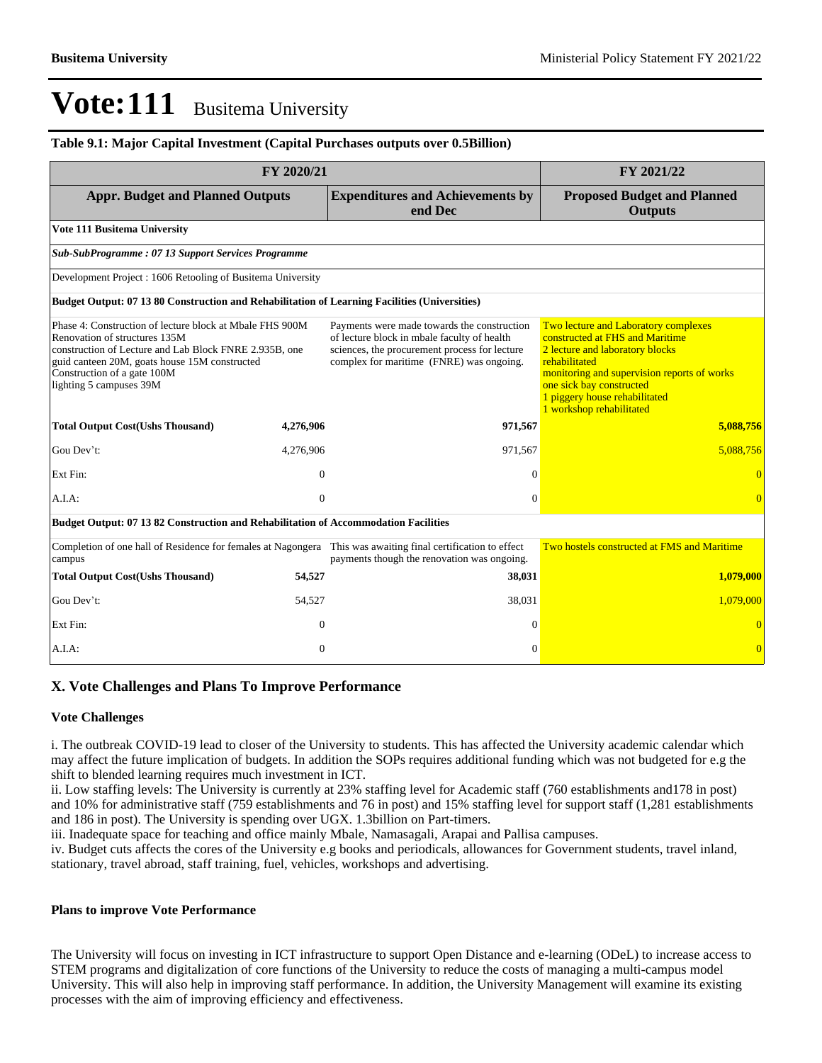# Vote:111 Busitema University

### Table 9.1: Major Capital Investment (Capital Purchases outputs over 0.5Billion)

| FY 2020/21 | | | FY 2021/22 |
|---|---|---|---|
| **Appr. Budget and Planned Outputs** | | **Expenditures and Achievements by end Dec** | **Proposed Budget and Planned Outputs** |
| **Vote 111 Busitema University** | | | |
| ***Sub-SubProgramme : 07 13 Support Services Programme*** | | | |
| Development Project : 1606 Retooling of Busitema University | | | |
| **Budget Output: 07 13 80 Construction and Rehabilitation of Learning Facilities (Universities)** | | | |
| Phase 4: Construction of lecture block at Mbale FHS 900M<br>Renovation of structures 135M<br>construction of Lecture and Lab Block FNRE 2.935B, one guid canteen 20M, goats house 15M constructed<br>Construction of a gate 100M<br>lighting 5 campuses 39M | | Payments were made towards the construction of lecture block in mbale faculty of health sciences, the procurement process for lecture complex for maritime (FNRE) was ongoing. | Two lecture and Laboratory complexes constructed at FHS and Maritime<br>2 lecture and laboratory blocks rehabilitated<br>monitoring and supervision reports of works<br>one sick bay constructed<br>1 piggery house rehabilitated<br>1 workshop rehabilitated |
| **Total Output Cost(Ushs Thousand)** | **4,276,906** | **971,567** | **5,088,756** |
| Gou Dev't: | 4,276,906 | 971,567 | 5,088,756 |
| Ext Fin: | 0 | 0 | 0 |
| A.I.A: | 0 | 0 | 0 |
| **Budget Output: 07 13 82 Construction and Rehabilitation of Accommodation Facilities** | | | |
| Completion of one hall of Residence for females at Nagongera campus | | This was awaiting final certification to effect payments though the renovation was ongoing. | Two hostels constructed at FMS and Maritime |
| **Total Output Cost(Ushs Thousand)** | **54,527** | **38,031** | **1,079,000** |
| Gou Dev't: | 54,527 | 38,031 | 1,079,000 |
| Ext Fin: | 0 | 0 | 0 |
| A.I.A: | 0 | 0 | 0 |

## X. Vote Challenges and Plans To Improve Performance

### Vote Challenges

i. The outbreak COVID-19 lead to closer of the University to students. This has affected the University academic calendar which may affect the future implication of budgets. In addition the SOPs requires additional funding which was not budgeted for e.g the shift to blended learning requires much investment in ICT.
ii. Low staffing levels: The University is currently at 23% staffing level for Academic staff (760 establishments and178 in post) and 10% for administrative staff (759 establishments and 76 in post) and 15% staffing level for support staff (1,281 establishments and 186 in post). The University is spending over UGX. 1.3billion on Part-timers.
iii. Inadequate space for teaching and office mainly Mbale, Namasagali, Arapai and Pallisa campuses.
iv. Budget cuts affects the cores of the University e.g books and periodicals, allowances for Government students, travel inland, stationary, travel abroad, staff training, fuel, vehicles, workshops and advertising.

### Plans to improve Vote Performance

The University will focus on investing in ICT infrastructure to support Open Distance and e-learning (ODeL) to increase access to STEM programs and digitalization of core functions of the University to reduce the costs of managing a multi-campus model University. This will also help in improving staff performance. In addition, the University Management will examine its existing processes with the aim of improving efficiency and effectiveness.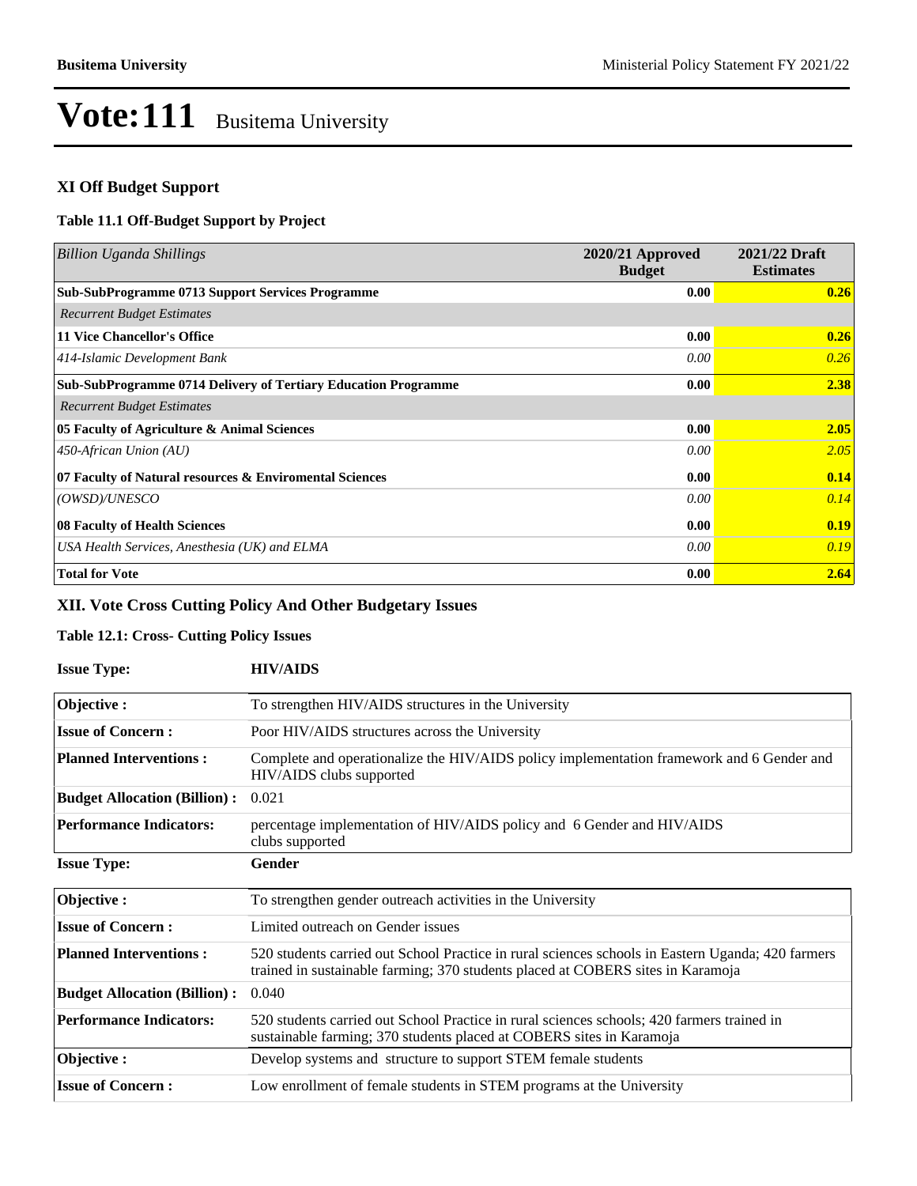# Vote:111 Busitema University

## XI Off Budget Support

### Table 11.1 Off-Budget Support by Project

| *Billion Uganda Shillings* | 2020/21 Approved Budget | 2021/22 Draft Estimates |
|---|---|---|
| **Sub-SubProgramme 0713 Support Services Programme** | **0.00** | **0.26** |
| *Recurrent Budget Estimates* | | |
| **11 Vice Chancellor's Office** | **0.00** | **0.26** |
| *414-Islamic Development Bank* | *0.00* | *0.26* |
| **Sub-SubProgramme 0714 Delivery of Tertiary Education Programme** | **0.00** | **2.38** |
| *Recurrent Budget Estimates* | | |
| **05 Faculty of Agriculture & Animal Sciences** | **0.00** | **2.05** |
| *450-African Union (AU)* | *0.00* | *2.05* |
| **07 Faculty of Natural resources & Enviromental Sciences** | **0.00** | **0.14** |
| *(OWSD)/UNESCO* | *0.00* | *0.14* |
| **08 Faculty of Health Sciences** | **0.00** | **0.19** |
| *USA Health Services, Anesthesia (UK) and ELMA* | *0.00* | *0.19* |
| **Total for Vote** | **0.00** | **2.64** |

## XII. Vote Cross Cutting Policy And Other Budgetary Issues

### Table 12.1: Cross- Cutting Policy Issues

**Issue Type:** **HIV/AIDS**

| | |
|---|---|
| **Objective :** | To strengthen HIV/AIDS structures in the University |
| **Issue of Concern :** | Poor HIV/AIDS structures across the University |
| **Planned Interventions :** | Complete and operationalize the HIV/AIDS policy implementation framework and 6 Gender and HIV/AIDS clubs supported |
| **Budget Allocation (Billion) :** | 0.021 |
| **Performance Indicators:** | percentage implementation of HIV/AIDS policy and 6 Gender and HIV/AIDS clubs supported |

**Issue Type:** **Gender**

| | |
|---|---|
| **Objective :** | To strengthen gender outreach activities in the University |
| **Issue of Concern :** | Limited outreach on Gender issues |
| **Planned Interventions :** | 520 students carried out School Practice in rural sciences schools in Eastern Uganda; 420 farmers trained in sustainable farming; 370 students placed at COBERS sites in Karamoja |
| **Budget Allocation (Billion) :** | 0.040 |
| **Performance Indicators:** | 520 students carried out School Practice in rural sciences schools; 420 farmers trained in sustainable farming; 370 students placed at COBERS sites in Karamoja |
| **Objective :** | Develop systems and structure to support STEM female students |
| **Issue of Concern :** | Low enrollment of female students in STEM programs at the University |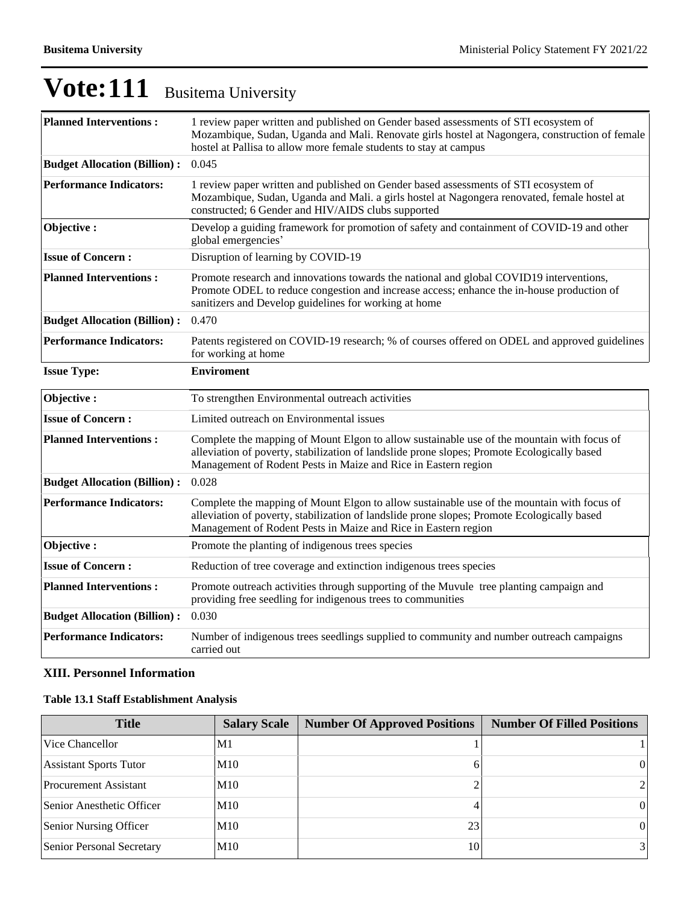# Vote:111 Busitema University

| | |
|---|---|
| **Planned Interventions :** | 1 review paper written and published on Gender based assessments of STI ecosystem of Mozambique, Sudan, Uganda and Mali. Renovate girls hostel at Nagongera, construction of female hostel at Pallisa to allow more female students to stay at campus |
| **Budget Allocation (Billion) :** | 0.045 |
| **Performance Indicators:** | 1 review paper written and published on Gender based assessments of STI ecosystem of Mozambique, Sudan, Uganda and Mali. a girls hostel at Nagongera renovated, female hostel at constructed; 6 Gender and HIV/AIDS clubs supported |
| **Objective :** | Develop a guiding framework for promotion of safety and containment of COVID-19 and other global emergencies' |
| **Issue of Concern :** | Disruption of learning by COVID-19 |
| **Planned Interventions :** | Promote research and innovations towards the national and global COVID19 interventions, Promote ODEL to reduce congestion and increase access; enhance the in-house production of sanitizers and Develop guidelines for working at home |
| **Budget Allocation (Billion) :** | 0.470 |
| **Performance Indicators:** | Patents registered on COVID-19 research; % of courses offered on ODEL and approved guidelines for working at home |

**Issue Type:** **Enviroment**

| | |
|---|---|
| **Objective :** | To strengthen Environmental outreach activities |
| **Issue of Concern :** | Limited outreach on Environmental issues |
| **Planned Interventions :** | Complete the mapping of Mount Elgon to allow sustainable use of the mountain with focus of alleviation of poverty, stabilization of landslide prone slopes; Promote Ecologically based Management of Rodent Pests in Maize and Rice in Eastern region |
| **Budget Allocation (Billion) :** | 0.028 |
| **Performance Indicators:** | Complete the mapping of Mount Elgon to allow sustainable use of the mountain with focus of alleviation of poverty, stabilization of landslide prone slopes; Promote Ecologically based Management of Rodent Pests in Maize and Rice in Eastern region |
| **Objective :** | Promote the planting of indigenous trees species |
| **Issue of Concern :** | Reduction of tree coverage and extinction indigenous trees species |
| **Planned Interventions :** | Promote outreach activities through supporting of the Muvule tree planting campaign and providing free seedling for indigenous trees to communities |
| **Budget Allocation (Billion) :** | 0.030 |
| **Performance Indicators:** | Number of indigenous trees seedlings supplied to community and number outreach campaigns carried out |

## XIII. Personnel Information

### Table 13.1 Staff Establishment Analysis

| Title | Salary Scale | Number Of Approved Positions | Number Of Filled Positions |
|---|---|---|---|
| Vice Chancellor | M1 | 1 | 1 |
| Assistant Sports Tutor | M10 | 6 | 0 |
| Procurement Assistant | M10 | 2 | 2 |
| Senior Anesthetic Officer | M10 | 4 | 0 |
| Senior Nursing Officer | M10 | 23 | 0 |
| Senior Personal Secretary | M10 | 10 | 3 |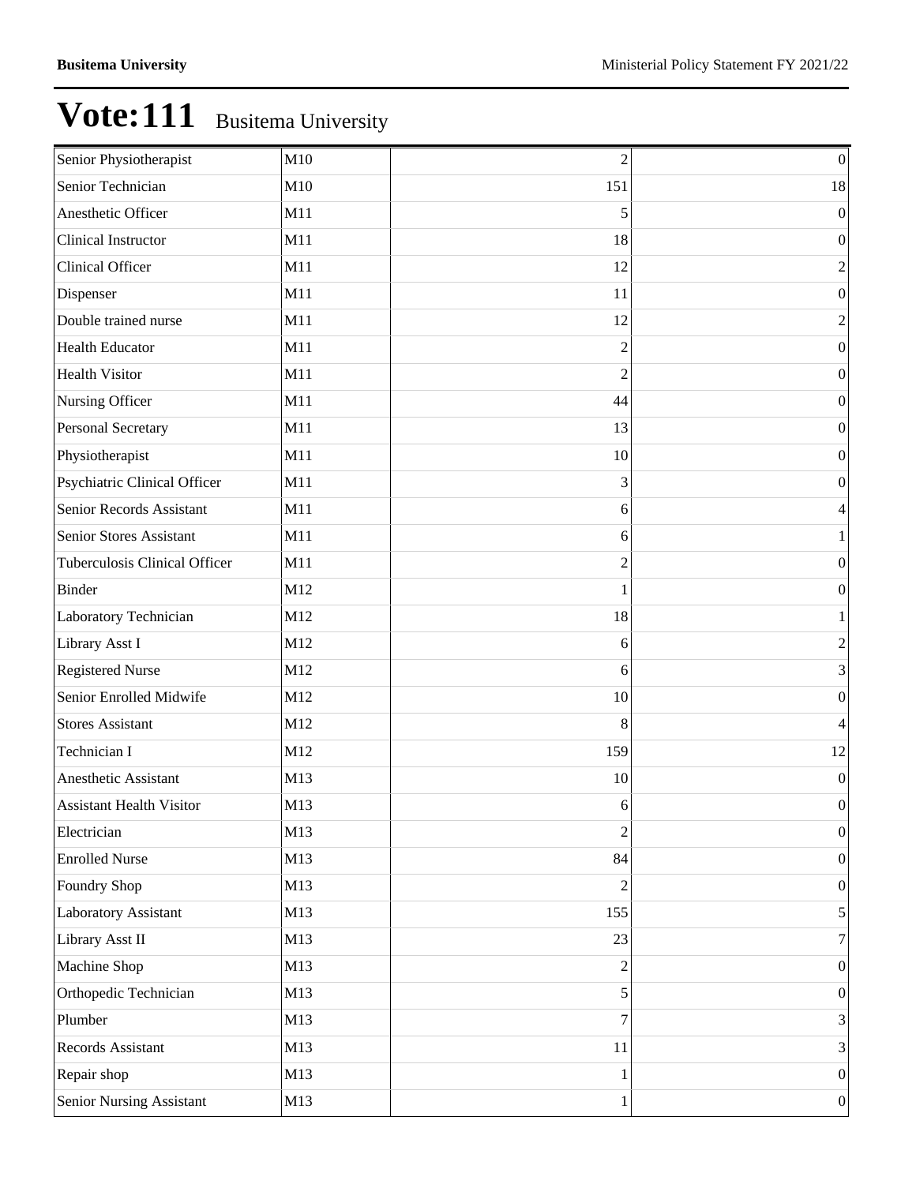# Vote:111 Busitema University

| | | | |
|---|---|---|---|
| Senior Physiotherapist | M10 | 2 | 0 |
| Senior Technician | M10 | 151 | 18 |
| Anesthetic Officer | M11 | 5 | 0 |
| Clinical Instructor | M11 | 18 | 0 |
| Clinical Officer | M11 | 12 | 2 |
| Dispenser | M11 | 11 | 0 |
| Double trained nurse | M11 | 12 | 2 |
| Health Educator | M11 | 2 | 0 |
| Health Visitor | M11 | 2 | 0 |
| Nursing Officer | M11 | 44 | 0 |
| Personal Secretary | M11 | 13 | 0 |
| Physiotherapist | M11 | 10 | 0 |
| Psychiatric Clinical Officer | M11 | 3 | 0 |
| Senior Records Assistant | M11 | 6 | 4 |
| Senior Stores Assistant | M11 | 6 | 1 |
| Tuberculosis Clinical Officer | M11 | 2 | 0 |
| Binder | M12 | 1 | 0 |
| Laboratory Technician | M12 | 18 | 1 |
| Library Asst I | M12 | 6 | 2 |
| Registered Nurse | M12 | 6 | 3 |
| Senior Enrolled Midwife | M12 | 10 | 0 |
| Stores Assistant | M12 | 8 | 4 |
| Technician I | M12 | 159 | 12 |
| Anesthetic Assistant | M13 | 10 | 0 |
| Assistant Health Visitor | M13 | 6 | 0 |
| Electrician | M13 | 2 | 0 |
| Enrolled Nurse | M13 | 84 | 0 |
| Foundry Shop | M13 | 2 | 0 |
| Laboratory Assistant | M13 | 155 | 5 |
| Library Asst II | M13 | 23 | 7 |
| Machine Shop | M13 | 2 | 0 |
| Orthopedic Technician | M13 | 5 | 0 |
| Plumber | M13 | 7 | 3 |
| Records Assistant | M13 | 11 | 3 |
| Repair shop | M13 | 1 | 0 |
| Senior Nursing Assistant | M13 | 1 | 0 |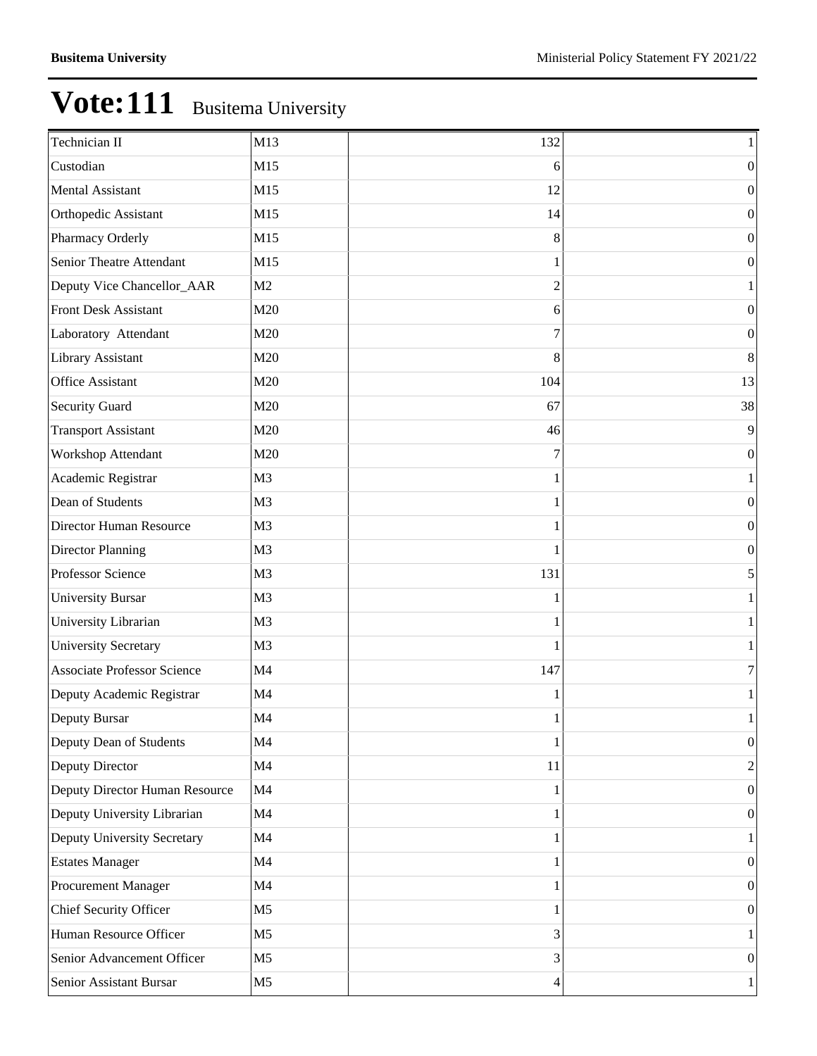# Vote:111 Busitema University

| | | | |
|---|---|---|---|
| Technician II | M13 | 132 | 1 |
| Custodian | M15 | 6 | 0 |
| Mental Assistant | M15 | 12 | 0 |
| Orthopedic Assistant | M15 | 14 | 0 |
| Pharmacy Orderly | M15 | 8 | 0 |
| Senior Theatre Attendant | M15 | 1 | 0 |
| Deputy Vice Chancellor_AAR | M2 | 2 | 1 |
| Front Desk Assistant | M20 | 6 | 0 |
| Laboratory Attendant | M20 | 7 | 0 |
| Library Assistant | M20 | 8 | 8 |
| Office Assistant | M20 | 104 | 13 |
| Security Guard | M20 | 67 | 38 |
| Transport Assistant | M20 | 46 | 9 |
| Workshop Attendant | M20 | 7 | 0 |
| Academic Registrar | M3 | 1 | 1 |
| Dean of Students | M3 | 1 | 0 |
| Director Human Resource | M3 | 1 | 0 |
| Director Planning | M3 | 1 | 0 |
| Professor Science | M3 | 131 | 5 |
| University Bursar | M3 | 1 | 1 |
| University Librarian | M3 | 1 | 1 |
| University Secretary | M3 | 1 | 1 |
| Associate Professor Science | M4 | 147 | 7 |
| Deputy Academic Registrar | M4 | 1 | 1 |
| Deputy Bursar | M4 | 1 | 1 |
| Deputy Dean of Students | M4 | 1 | 0 |
| Deputy Director | M4 | 11 | 2 |
| Deputy Director Human Resource | M4 | 1 | 0 |
| Deputy University Librarian | M4 | 1 | 0 |
| Deputy University Secretary | M4 | 1 | 1 |
| Estates Manager | M4 | 1 | 0 |
| Procurement Manager | M4 | 1 | 0 |
| Chief Security Officer | M5 | 1 | 0 |
| Human Resource Officer | M5 | 3 | 1 |
| Senior Advancement Officer | M5 | 3 | 0 |
| Senior Assistant Bursar | M5 | 4 | 1 |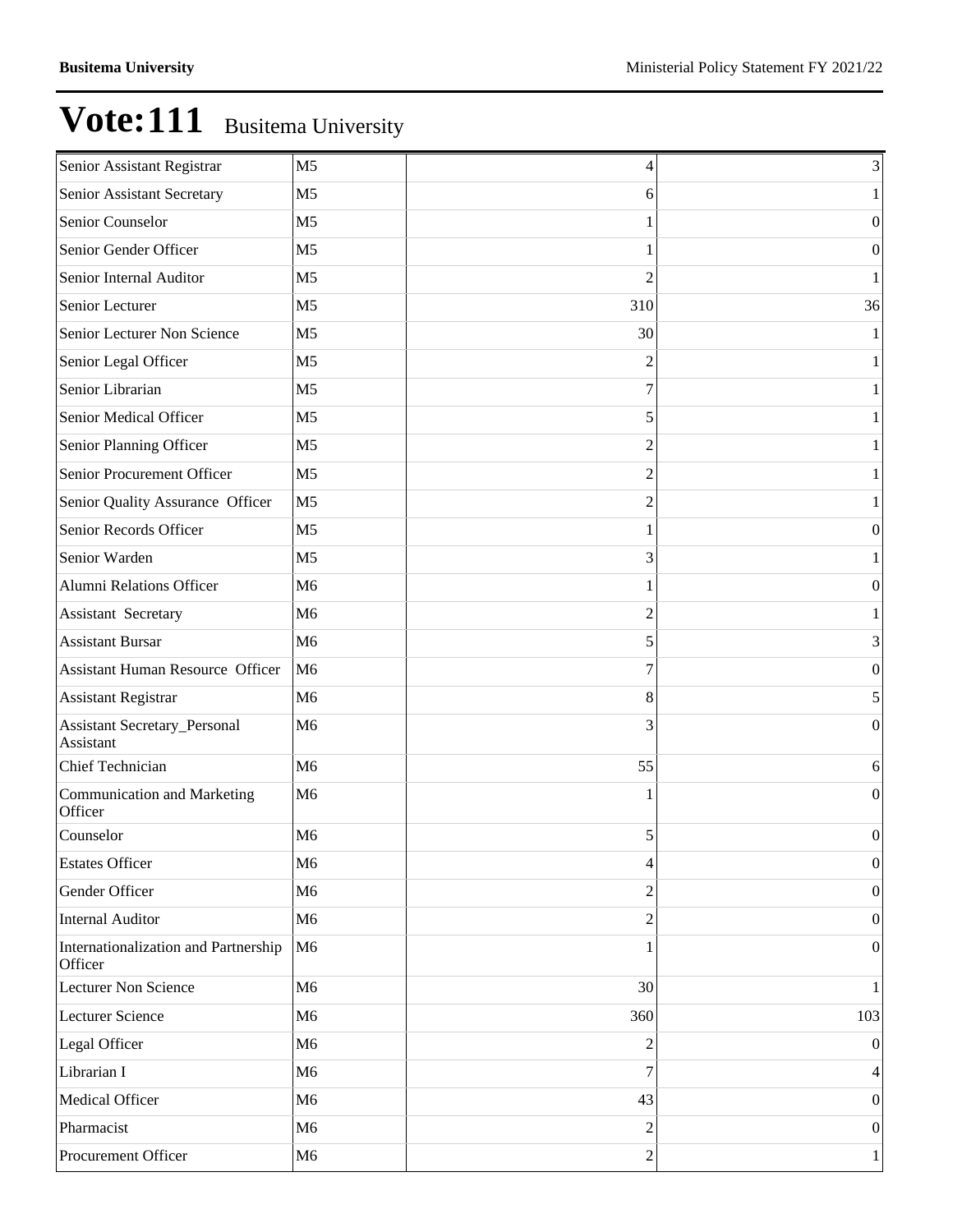# Vote:111 Busitema University

| | | | |
|---|---|---|---|
| Senior Assistant Registrar | M5 | 4 | 3 |
| Senior Assistant Secretary | M5 | 6 | 1 |
| Senior Counselor | M5 | 1 | 0 |
| Senior Gender Officer | M5 | 1 | 0 |
| Senior Internal Auditor | M5 | 2 | 1 |
| Senior Lecturer | M5 | 310 | 36 |
| Senior Lecturer Non Science | M5 | 30 | 1 |
| Senior Legal Officer | M5 | 2 | 1 |
| Senior Librarian | M5 | 7 | 1 |
| Senior Medical Officer | M5 | 5 | 1 |
| Senior Planning Officer | M5 | 2 | 1 |
| Senior Procurement Officer | M5 | 2 | 1 |
| Senior Quality Assurance Officer | M5 | 2 | 1 |
| Senior Records Officer | M5 | 1 | 0 |
| Senior Warden | M5 | 3 | 1 |
| Alumni Relations Officer | M6 | 1 | 0 |
| Assistant Secretary | M6 | 2 | 1 |
| Assistant Bursar | M6 | 5 | 3 |
| Assistant Human Resource Officer | M6 | 7 | 0 |
| Assistant Registrar | M6 | 8 | 5 |
| Assistant Secretary_Personal Assistant | M6 | 3 | 0 |
| Chief Technician | M6 | 55 | 6 |
| Communication and Marketing Officer | M6 | 1 | 0 |
| Counselor | M6 | 5 | 0 |
| Estates Officer | M6 | 4 | 0 |
| Gender Officer | M6 | 2 | 0 |
| Internal Auditor | M6 | 2 | 0 |
| Internationalization and Partnership Officer | M6 | 1 | 0 |
| Lecturer Non Science | M6 | 30 | 1 |
| Lecturer Science | M6 | 360 | 103 |
| Legal Officer | M6 | 2 | 0 |
| Librarian I | M6 | 7 | 4 |
| Medical Officer | M6 | 43 | 0 |
| Pharmacist | M6 | 2 | 0 |
| Procurement Officer | M6 | 2 | 1 |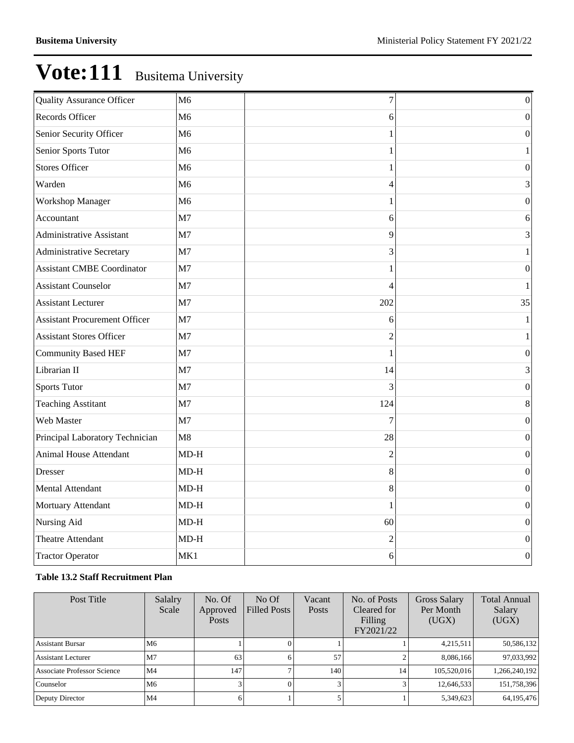# Vote:111 Busitema University

| | | | |
|---|---|---|---|
| Quality Assurance Officer | M6 | 7 | 0 |
| Records Officer | M6 | 6 | 0 |
| Senior Security Officer | M6 | 1 | 0 |
| Senior Sports Tutor | M6 | 1 | 1 |
| Stores Officer | M6 | 1 | 0 |
| Warden | M6 | 4 | 3 |
| Workshop Manager | M6 | 1 | 0 |
| Accountant | M7 | 6 | 6 |
| Administrative Assistant | M7 | 9 | 3 |
| Administrative Secretary | M7 | 3 | 1 |
| Assistant CMBE Coordinator | M7 | 1 | 0 |
| Assistant Counselor | M7 | 4 | 1 |
| Assistant Lecturer | M7 | 202 | 35 |
| Assistant Procurement Officer | M7 | 6 | 1 |
| Assistant Stores Officer | M7 | 2 | 1 |
| Community Based HEF | M7 | 1 | 0 |
| Librarian II | M7 | 14 | 3 |
| Sports Tutor | M7 | 3 | 0 |
| Teaching Asstitant | M7 | 124 | 8 |
| Web Master | M7 | 7 | 0 |
| Principal Laboratory Technician | M8 | 28 | 0 |
| Animal House Attendant | MD-H | 2 | 0 |
| Dresser | MD-H | 8 | 0 |
| Mental Attendant | MD-H | 8 | 0 |
| Mortuary Attendant | MD-H | 1 | 0 |
| Nursing Aid | MD-H | 60 | 0 |
| Theatre Attendant | MD-H | 2 | 0 |
| Tractor Operator | MK1 | 6 | 0 |

**Table 13.2 Staff Recruitment Plan**

| Post Title | Salalry Scale | No. Of Approved Posts | No Of Filled Posts | Vacant Posts | No. of Posts Cleared for Filling FY2021/22 | Gross Salary Per Month (UGX) | Total Annual Salary (UGX) |
|---|---|---|---|---|---|---|---|
| Assistant Bursar | M6 | 1 | 0 | 1 | 1 | 4,215,511 | 50,586,132 |
| Assistant Lecturer | M7 | 63 | 6 | 57 | 2 | 8,086,166 | 97,033,992 |
| Associate Professor Science | M4 | 147 | 7 | 140 | 14 | 105,520,016 | 1,266,240,192 |
| Counselor | M6 | 3 | 0 | 3 | 3 | 12,646,533 | 151,758,396 |
| Deputy Director | M4 | 6 | 1 | 5 | 1 | 5,349,623 | 64,195,476 |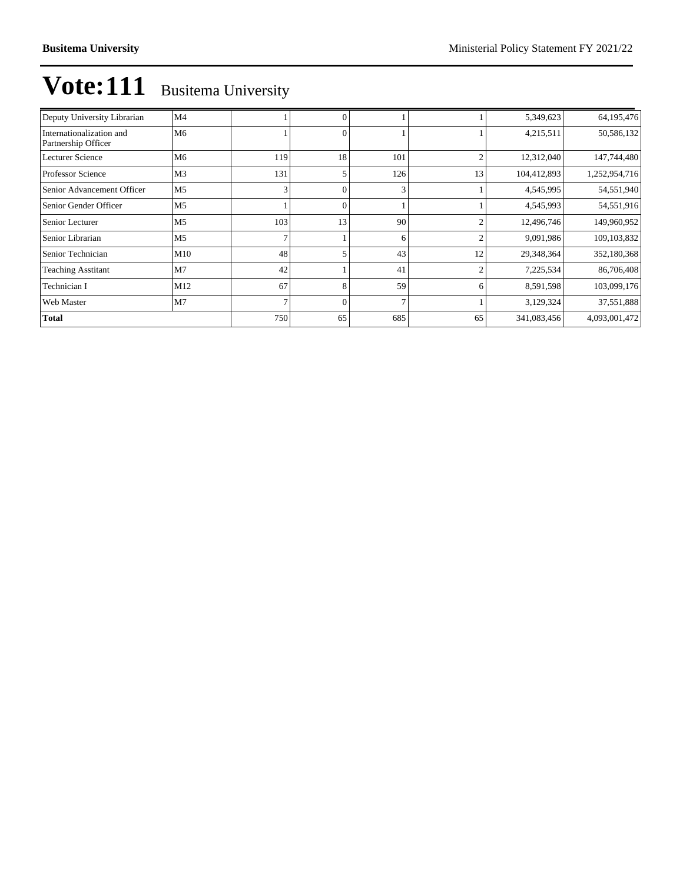# Vote:111 Busitema University

| | | | | | | | |
|---|---|---|---|---|---|---|---|
| Deputy University Librarian | M4 | 1 | 0 | 1 | 1 | 5,349,623 | 64,195,476 |
| Internationalization and Partnership Officer | M6 | 1 | 0 | 1 | 1 | 4,215,511 | 50,586,132 |
| Lecturer Science | M6 | 119 | 18 | 101 | 2 | 12,312,040 | 147,744,480 |
| Professor Science | M3 | 131 | 5 | 126 | 13 | 104,412,893 | 1,252,954,716 |
| Senior Advancement Officer | M5 | 3 | 0 | 3 | 1 | 4,545,995 | 54,551,940 |
| Senior Gender Officer | M5 | 1 | 0 | 1 | 1 | 4,545,993 | 54,551,916 |
| Senior Lecturer | M5 | 103 | 13 | 90 | 2 | 12,496,746 | 149,960,952 |
| Senior Librarian | M5 | 7 | 1 | 6 | 2 | 9,091,986 | 109,103,832 |
| Senior Technician | M10 | 48 | 5 | 43 | 12 | 29,348,364 | 352,180,368 |
| Teaching Asstitant | M7 | 42 | 1 | 41 | 2 | 7,225,534 | 86,706,408 |
| Technician I | M12 | 67 | 8 | 59 | 6 | 8,591,598 | 103,099,176 |
| Web Master | M7 | 7 | 0 | 7 | 1 | 3,129,324 | 37,551,888 |
| **Total** | | 750 | 65 | 685 | 65 | 341,083,456 | 4,093,001,472 |